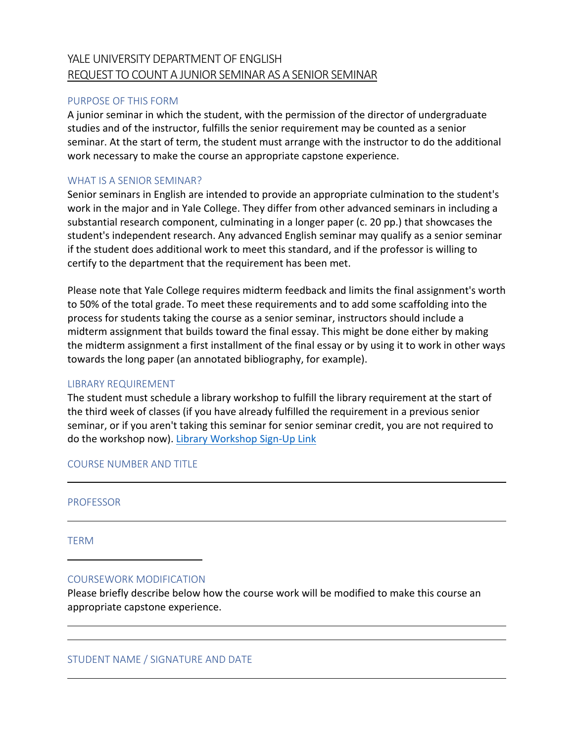# YALE UNIVERSITY DEPARTMENT OF ENGLISH

## REQUEST TO COUNT A JUNIOR SEMINAR AS A SENIOR SEMINAR

### PURPOSE OF THIS FORM

A junior seminar in which the student, with the permission of the director of undergraduate studies and of the instructor, fulfills the senior requirement may be counted as a senior seminar. At the start of term, the student must arrange with the instructor to do the additional work necessary to make the course an appropriate capstone experience.

### WHAT IS A SENIOR SEMINAR?

Senior seminars in English are intended to provide an appropriate culmination to the student's work in the major and in Yale College. They differ from other advanced seminars in including a substantial research component, culminating in a longer paper (c. 20 pp.) that showcases the student's independent research. Any advanced English seminar may qualify as a senior seminar if the student does additional work to meet this standard, and if the professor is willing to certify to the department that the requirement has been met.

Please note that Yale College requires midterm feedback and limits the final assignment's worth to 50% of the total grade. To meet these requirements and to add some scaffolding into the process for students taking the course as a senior seminar, instructors should include a midterm assignment that builds toward the final essay. This might be done either by making the midterm assignment a first installment of the final essay or by using it to work in other ways towards the long paper (an annotated bibliography, for example).

### LIBRARY REQUIREMENT

The student must schedule a library workshop to fulfill the library requirement at the start of the third week of classes (if you have already fulfilled the requirement in a previous senior seminar, or if you aren't taking this seminar for senior seminar credit, you are not required to do the workshop now). Library Workshop Sign-Up Link

### COURSE NUMBER AND TITLE

___________________________________________

### PROFESSOR

___________________________________________

### TERM

_______________

### COURSEWORK MODIFICATION

Please briefly describe below how the course work will be modified to make this course an appropriate capstone experience.

___________________________________________

___________________________________________

### STUDENT NAME / SIGNATURE AND DATE

___________________________________________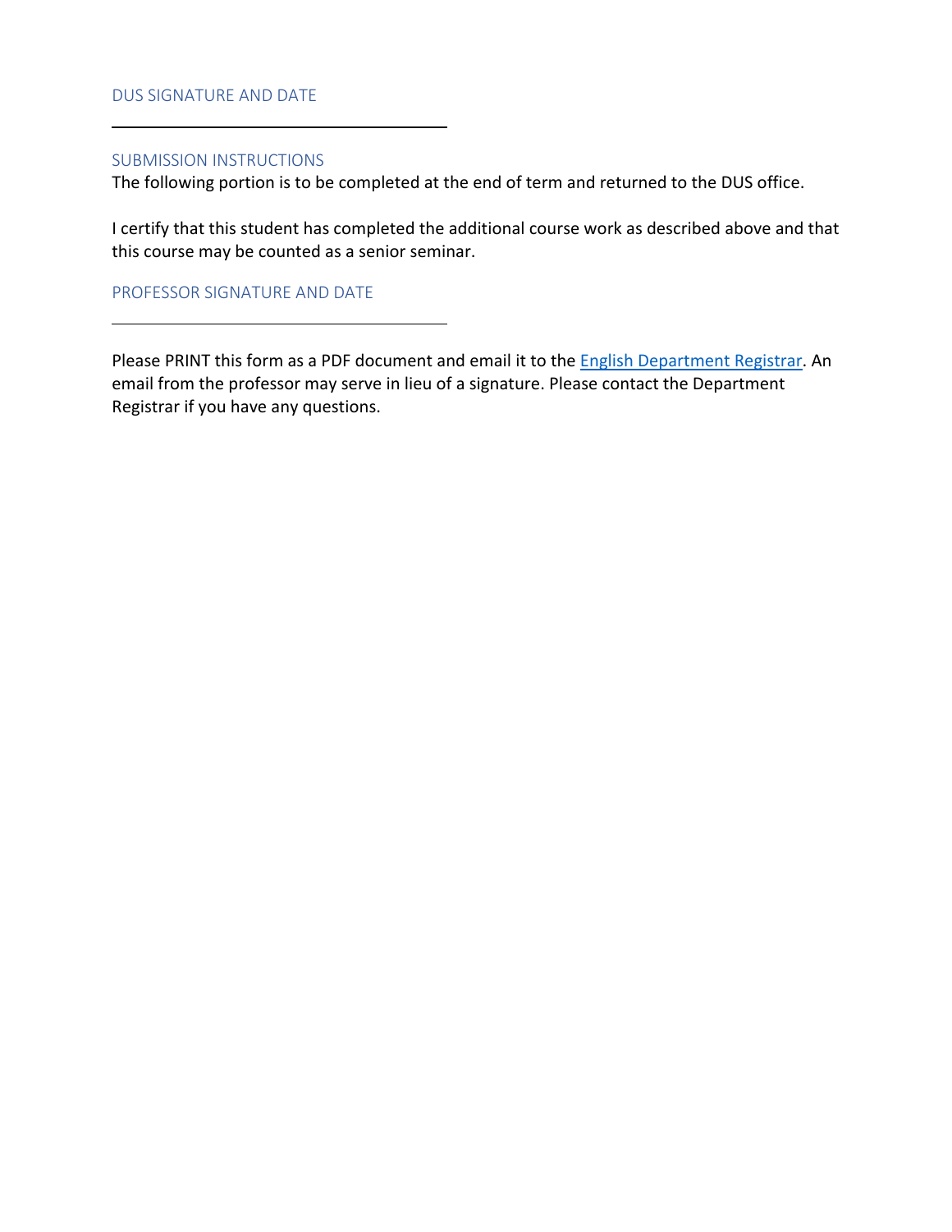## DUS SIGNATURE AND DATE

\_\_\_\_\_\_\_\_\_\_\_\_\_\_\_\_\_\_\_\_\_\_\_\_\_\_\_\_\_\_\_\_\_\_\_\_

## SUBMISSION INSTRUCTIONS

The following portion is to be completed at the end of term and returned to the DUS office.

I certify that this student has completed the additional course work as described above and that this course may be counted as a senior seminar.

## PROFESSOR SIGNATURE AND DATE

\_\_\_\_\_\_\_\_\_\_\_\_\_\_\_\_\_\_\_\_\_\_\_\_\_\_\_\_\_\_\_\_\_\_\_\_

Please PRINT this form as a PDF document and email it to the English Department Registrar. An email from the professor may serve in lieu of a signature. Please contact the Department Registrar if you have any questions.